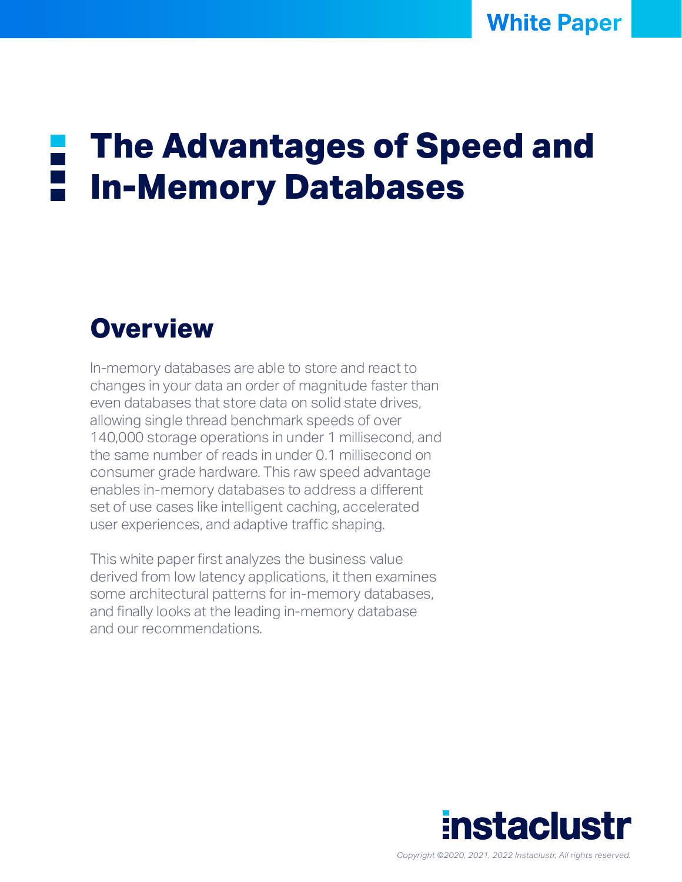White Paper

# The Advantages of Speed and In-Memory Databases

## Overview

In-memory databases are able to store and react to changes in your data an order of magnitude faster than even databases that store data on solid state drives, allowing single thread benchmark speeds of over 140,000 storage operations in under 1 millisecond, and the same number of reads in under 0.1 millisecond on consumer grade hardware. This raw speed advantage enables in-memory databases to address a different set of use cases like intelligent caching, accelerated user experiences, and adaptive traffic shaping.

This white paper first analyzes the business value derived from low latency applications, it then examines some architectural patterns for in-memory databases, and finally looks at the leading in-memory database and our recommendations.

instaclustr

*Copyright ©2020, 2021, 2022 Instaclustr, All rights reserved.*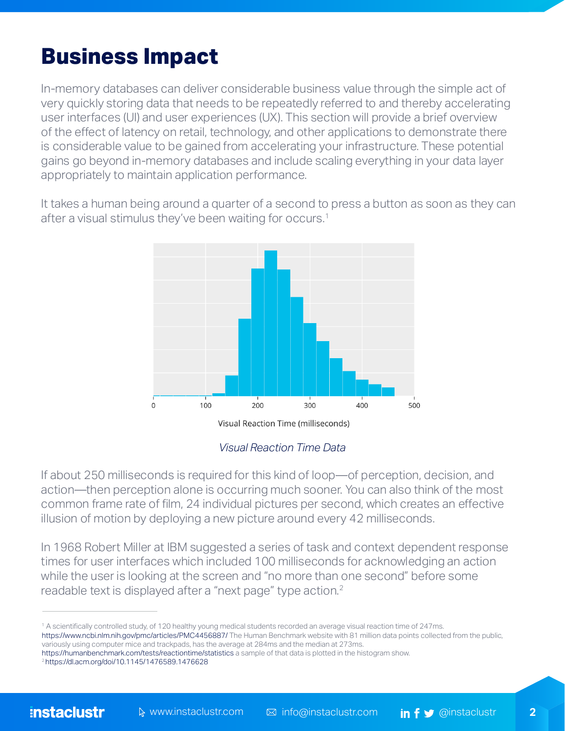# Business Impact

In-memory databases can deliver considerable business value through the simple act of very quickly storing data that needs to be repeatedly referred to and thereby accelerating user interfaces (UI) and user experiences (UX). This section will provide a brief overview of the effect of latency on retail, technology, and other applications to demonstrate there is considerable value to be gained from accelerating your infrastructure. These potential gains go beyond in-memory databases and include scaling everything in your data layer appropriately to maintain application performance.

It takes a human being around a quarter of a second to press a button as soon as they can after a visual stimulus they've been waiting for occurs.[1]

*Visual Reaction Time Data*

If about 250 milliseconds is required for this kind of loop—of perception, decision, and action—then perception alone is occurring much sooner. You can also think of the most common frame rate of film, 24 individual pictures per second, which creates an effective illusion of motion by deploying a new picture around every 42 milliseconds.

In 1968 Robert Miller at IBM suggested a series of task and context dependent response times for user interfaces which included 100 milliseconds for acknowledging an action while the user is looking at the screen and "no more than one second" before some readable text is displayed after a "next page" type action.[2]

---

[1] A scientifically controlled study, of 120 healthy young medical students recorded an average visual reaction time of 247ms. https://www.ncbi.nlm.nih.gov/pmc/articles/PMC4456887/ The Human Benchmark website with 81 million data points collected from the public, variously using computer mice and trackpads, has the average at 284ms and the median at 273ms. https://humanbenchmark.com/tests/reactiontime/statistics a sample of that data is plotted in the histogram show.

[2] https://dl.acm.org/doi/10.1145/1476589.1476628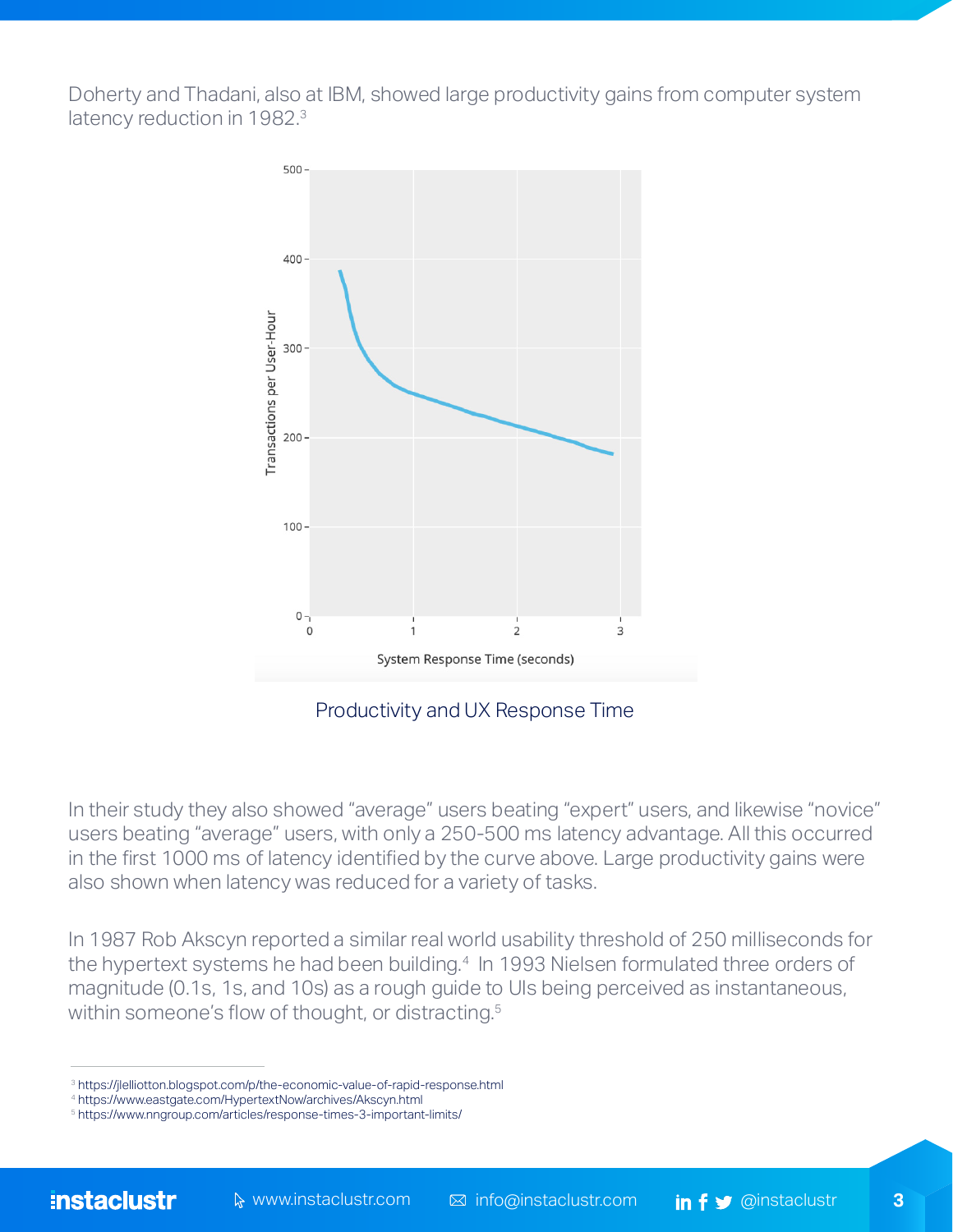Doherty and Thadani, also at IBM, showed large productivity gains from computer system latency reduction in 1982.[3]

Productivity and UX Response Time

In their study they also showed "average" users beating "expert" users, and likewise "novice" users beating "average" users, with only a 250-500 ms latency advantage. All this occurred in the first 1000 ms of latency identified by the curve above. Large productivity gains were also shown when latency was reduced for a variety of tasks.

In 1987 Rob Akscyn reported a similar real world usability threshold of 250 milliseconds for the hypertext systems he had been building.[4] In 1993 Nielsen formulated three orders of magnitude (0.1s, 1s, and 10s) as a rough guide to UIs being perceived as instantaneous, within someone's flow of thought, or distracting.[5]

---

[3] https://jlelliotton.blogspot.com/p/the-economic-value-of-rapid-response.html
[4] https://www.eastgate.com/HypertextNow/archives/Akscyn.html
[5] https://www.nngroup.com/articles/response-times-3-important-limits/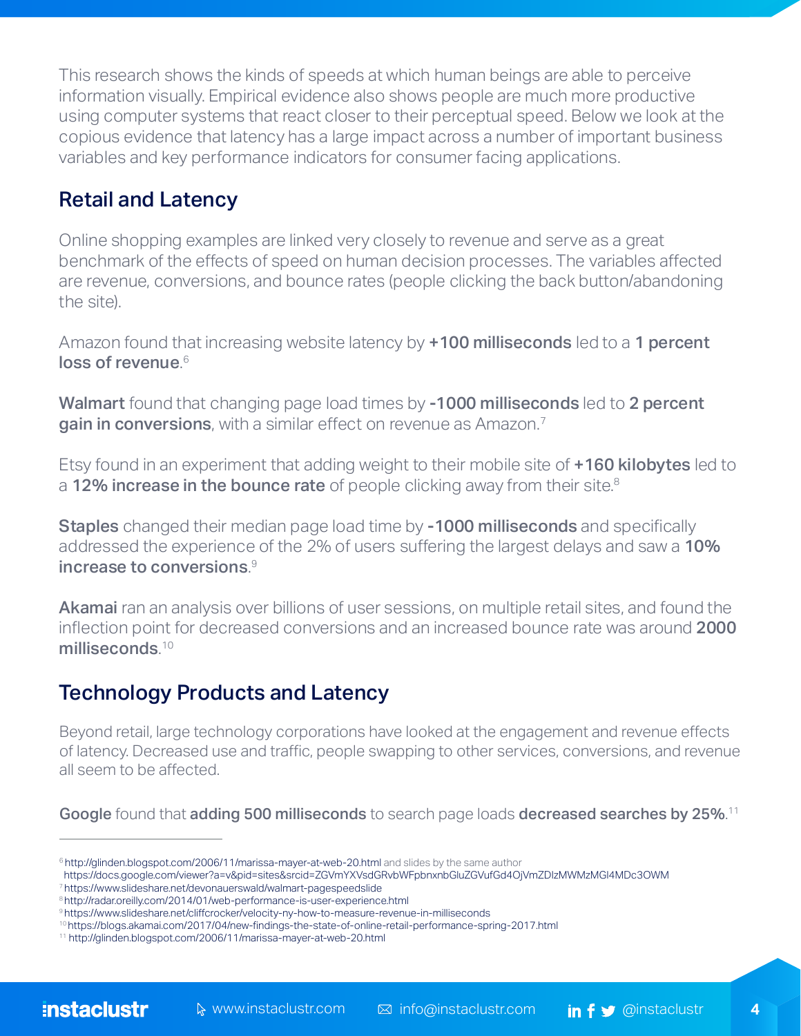This research shows the kinds of speeds at which human beings are able to perceive information visually. Empirical evidence also shows people are much more productive using computer systems that react closer to their perceptual speed. Below we look at the copious evidence that latency has a large impact across a number of important business variables and key performance indicators for consumer facing applications.

## Retail and Latency

Online shopping examples are linked very closely to revenue and serve as a great benchmark of the effects of speed on human decision processes. The variables affected are revenue, conversions, and bounce rates (people clicking the back button/abandoning the site).

Amazon found that increasing website latency by **+100 milliseconds** led to a **1 percent loss of revenue**.[6]

**Walmart** found that changing page load times by **-1000 milliseconds** led to **2 percent gain in conversions**, with a similar effect on revenue as Amazon.[7]

Etsy found in an experiment that adding weight to their mobile site of **+160 kilobytes** led to a **12% increase in the bounce rate** of people clicking away from their site.[8]

**Staples** changed their median page load time by **-1000 milliseconds** and specifically addressed the experience of the 2% of users suffering the largest delays and saw a **10% increase to conversions**.[9]

**Akamai** ran an analysis over billions of user sessions, on multiple retail sites, and found the inflection point for decreased conversions and an increased bounce rate was around **2000 milliseconds**.[10]

## Technology Products and Latency

Beyond retail, large technology corporations have looked at the engagement and revenue effects of latency. Decreased use and traffic, people swapping to other services, conversions, and revenue all seem to be affected.

**Google** found that **adding 500 milliseconds** to search page loads **decreased searches by 25%**.[11]

---

[6] http://glinden.blogspot.com/2006/11/marissa-mayer-at-web-20.html and slides by the same author https://docs.google.com/viewer?a=v&pid=sites&srcid=ZGVmYXVsdGRvbWFpbnxnbGluZGVufGd4OjVmZDIzMWMzMGI4MDc3OWM

[7] https://www.slideshare.net/devonauerswald/walmart-pagespeedslide

[8] http://radar.oreilly.com/2014/01/web-performance-is-user-experience.html

[9] https://www.slideshare.net/cliffcrocker/velocity-ny-how-to-measure-revenue-in-milliseconds

[10] https://blogs.akamai.com/2017/04/new-findings-the-state-of-online-retail-performance-spring-2017.html

[11] http://glinden.blogspot.com/2006/11/marissa-mayer-at-web-20.html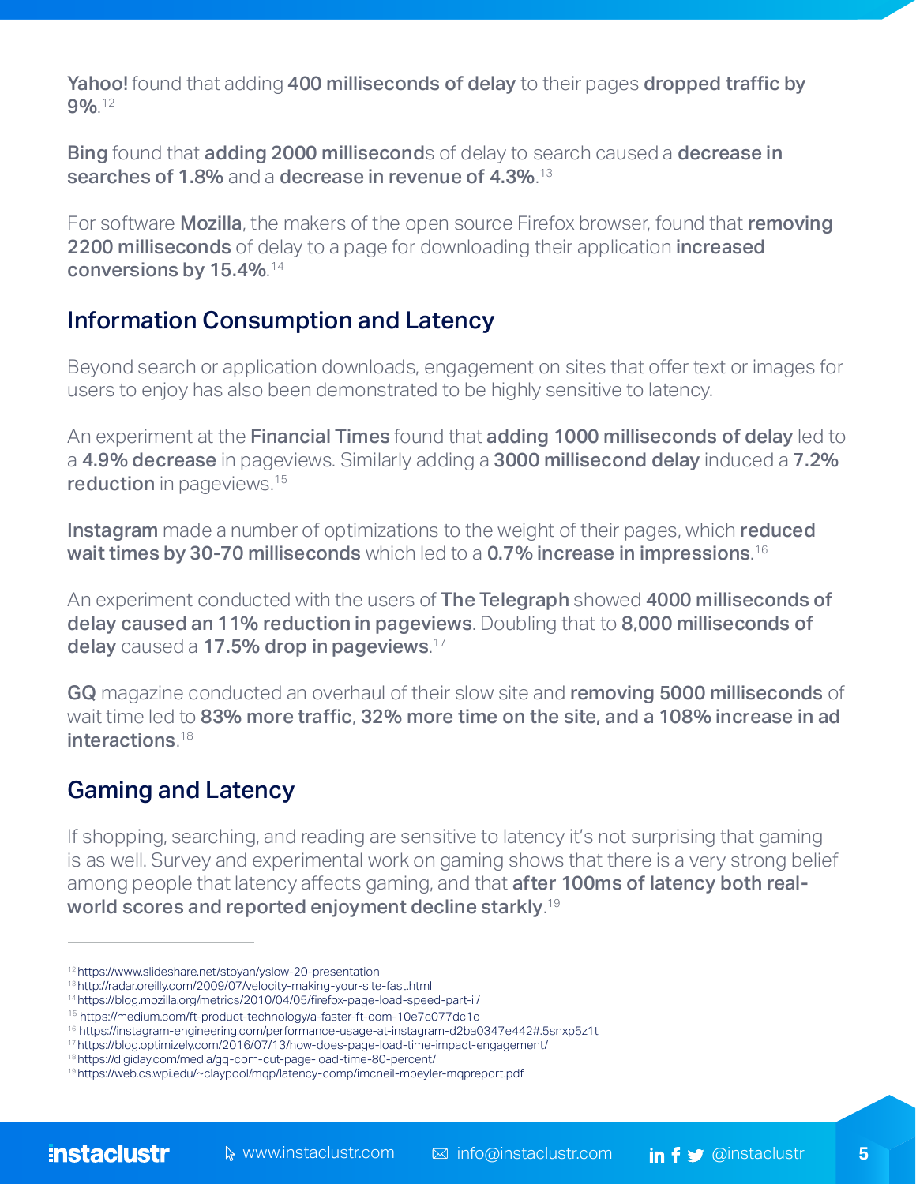**Yahoo!** found that adding **400 milliseconds of delay** to their pages **dropped traffic by 9%**.[12]

**Bing** found that **adding 2000 milliseconds** of delay to search caused a **decrease in searches of 1.8%** and a **decrease in revenue of 4.3%**.[13]

For software **Mozilla**, the makers of the open source Firefox browser, found that **removing 2200 milliseconds** of delay to a page for downloading their application **increased conversions by 15.4%**.[14]

## Information Consumption and Latency

Beyond search or application downloads, engagement on sites that offer text or images for users to enjoy has also been demonstrated to be highly sensitive to latency.

An experiment at the **Financial Times** found that **adding 1000 milliseconds of delay** led to a **4.9% decrease** in pageviews. Similarly adding a **3000 millisecond delay** induced a **7.2% reduction** in pageviews.[15]

**Instagram** made a number of optimizations to the weight of their pages, which **reduced wait times by 30-70 milliseconds** which led to a **0.7% increase in impressions**.[16]

An experiment conducted with the users of **The Telegraph** showed **4000 milliseconds of delay caused an 11% reduction in pageviews**. Doubling that to **8,000 milliseconds of delay** caused a **17.5% drop in pageviews**.[17]

**GQ** magazine conducted an overhaul of their slow site and **removing 5000 milliseconds** of wait time led to **83% more traffic**, **32% more time on the site, and a 108% increase in ad interactions**.[18]

## Gaming and Latency

If shopping, searching, and reading are sensitive to latency it's not surprising that gaming is as well. Survey and experimental work on gaming shows that there is a very strong belief among people that latency affects gaming, and that **after 100ms of latency both real-world scores and reported enjoyment decline starkly**.[19]

---

[12] https://www.slideshare.net/stoyan/yslow-20-presentation
[13] http://radar.oreilly.com/2009/07/velocity-making-your-site-fast.html
[14] https://blog.mozilla.org/metrics/2010/04/05/firefox-page-load-speed-part-ii/
[15] https://medium.com/ft-product-technology/a-faster-ft-com-10e7c077dc1c
[16] https://instagram-engineering.com/performance-usage-at-instagram-d2ba0347e442#.5snxp5z1t
[17] https://blog.optimizely.com/2016/07/13/how-does-page-load-time-impact-engagement/
[18] https://digiday.com/media/gq-com-cut-page-load-time-80-percent/
[19] https://web.cs.wpi.edu/~claypool/mqp/latency-comp/imcneil-mbeyler-mqpreport.pdf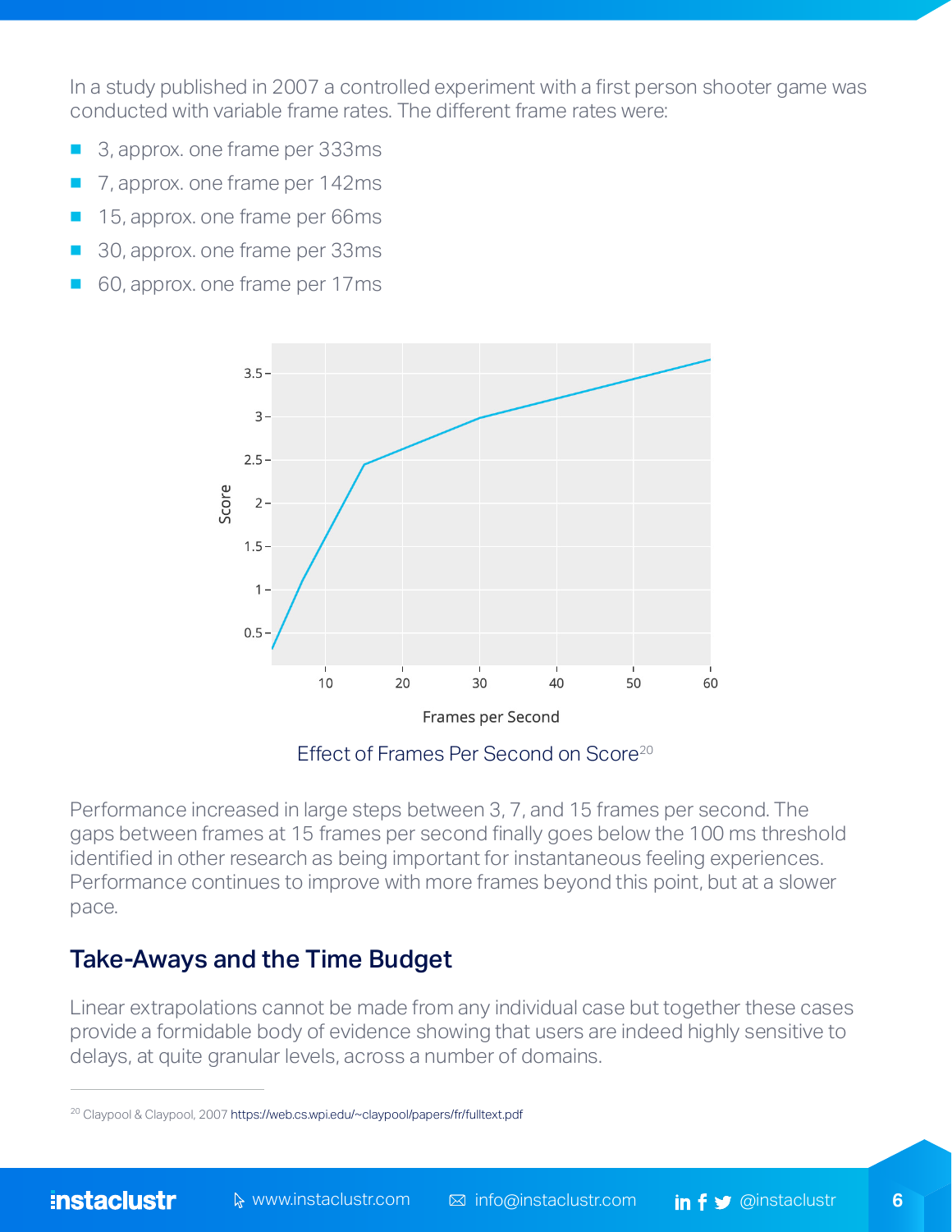In a study published in 2007 a controlled experiment with a first person shooter game was conducted with variable frame rates. The different frame rates were:

- 3, approx. one frame per 333ms
- 7, approx. one frame per 142ms
- 15, approx. one frame per 66ms
- 30, approx. one frame per 33ms
- 60, approx. one frame per 17ms

Effect of Frames Per Second on Score[20]

Performance increased in large steps between 3, 7, and 15 frames per second. The gaps between frames at 15 frames per second finally goes below the 100 ms threshold identified in other research as being important for instantaneous feeling experiences. Performance continues to improve with more frames beyond this point, but at a slower pace.

## Take-Aways and the Time Budget

Linear extrapolations cannot be made from any individual case but together these cases provide a formidable body of evidence showing that users are indeed highly sensitive to delays, at quite granular levels, across a number of domains.

[20] Claypool & Claypool, 2007 https://web.cs.wpi.edu/~claypool/papers/fr/fulltext.pdf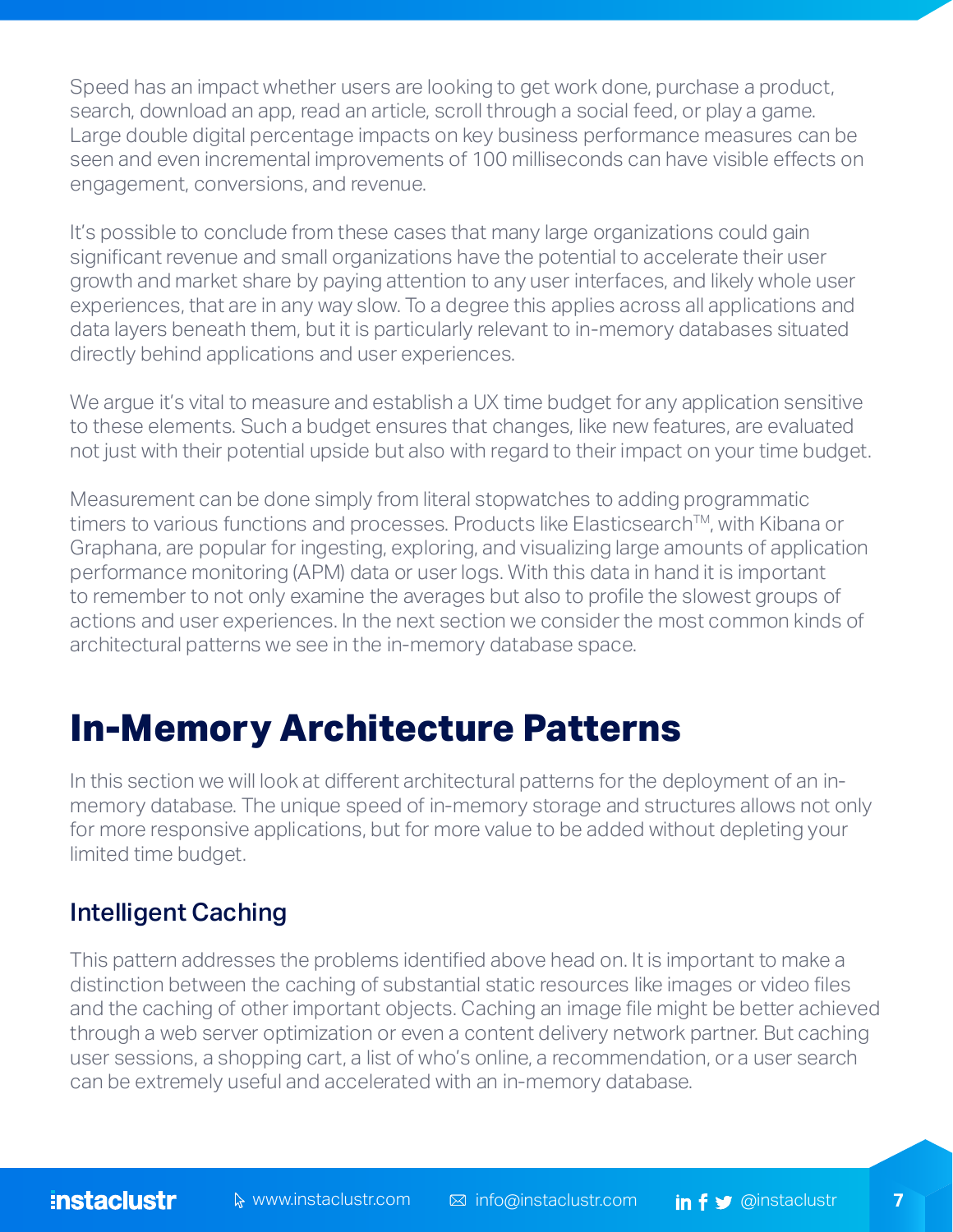Speed has an impact whether users are looking to get work done, purchase a product, search, download an app, read an article, scroll through a social feed, or play a game. Large double digital percentage impacts on key business performance measures can be seen and even incremental improvements of 100 milliseconds can have visible effects on engagement, conversions, and revenue.

It's possible to conclude from these cases that many large organizations could gain significant revenue and small organizations have the potential to accelerate their user growth and market share by paying attention to any user interfaces, and likely whole user experiences, that are in any way slow. To a degree this applies across all applications and data layers beneath them, but it is particularly relevant to in-memory databases situated directly behind applications and user experiences.

We argue it's vital to measure and establish a UX time budget for any application sensitive to these elements. Such a budget ensures that changes, like new features, are evaluated not just with their potential upside but also with regard to their impact on your time budget.

Measurement can be done simply from literal stopwatches to adding programmatic timers to various functions and processes. Products like Elasticsearch™, with Kibana or Graphana, are popular for ingesting, exploring, and visualizing large amounts of application performance monitoring (APM) data or user logs. With this data in hand it is important to remember to not only examine the averages but also to profile the slowest groups of actions and user experiences. In the next section we consider the most common kinds of architectural patterns we see in the in-memory database space.

# In-Memory Architecture Patterns

In this section we will look at different architectural patterns for the deployment of an in-memory database. The unique speed of in-memory storage and structures allows not only for more responsive applications, but for more value to be added without depleting your limited time budget.

## Intelligent Caching

This pattern addresses the problems identified above head on. It is important to make a distinction between the caching of substantial static resources like images or video files and the caching of other important objects. Caching an image file might be better achieved through a web server optimization or even a content delivery network partner. But caching user sessions, a shopping cart, a list of who's online, a recommendation, or a user search can be extremely useful and accelerated with an in-memory database.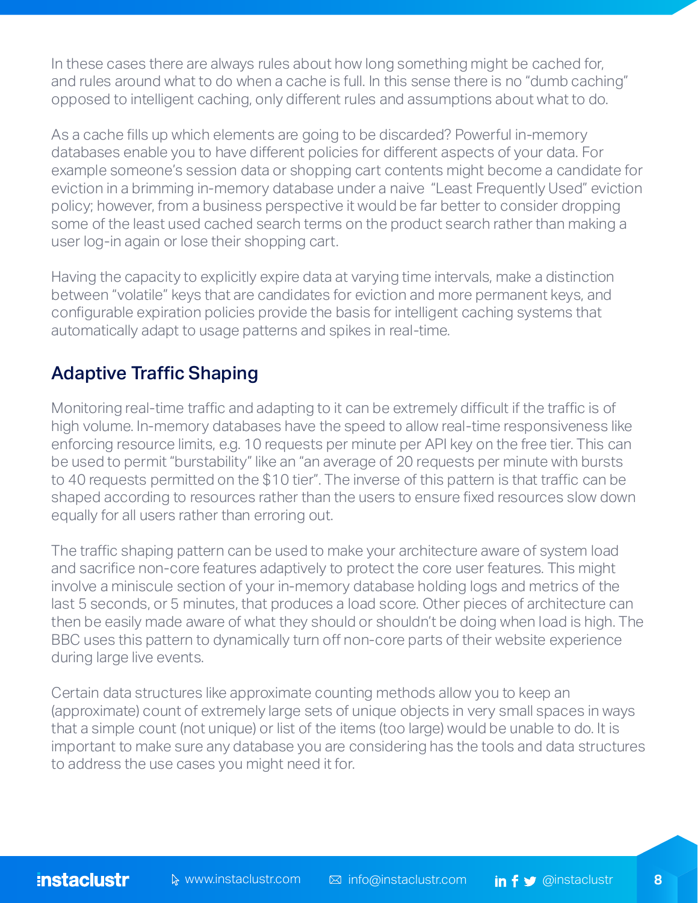In these cases there are always rules about how long something might be cached for, and rules around what to do when a cache is full. In this sense there is no "dumb caching" opposed to intelligent caching, only different rules and assumptions about what to do.

As a cache fills up which elements are going to be discarded? Powerful in-memory databases enable you to have different policies for different aspects of your data. For example someone's session data or shopping cart contents might become a candidate for eviction in a brimming in-memory database under a naive "Least Frequently Used" eviction policy; however, from a business perspective it would be far better to consider dropping some of the least used cached search terms on the product search rather than making a user log-in again or lose their shopping cart.

Having the capacity to explicitly expire data at varying time intervals, make a distinction between "volatile" keys that are candidates for eviction and more permanent keys, and configurable expiration policies provide the basis for intelligent caching systems that automatically adapt to usage patterns and spikes in real-time.

## Adaptive Traffic Shaping

Monitoring real-time traffic and adapting to it can be extremely difficult if the traffic is of high volume. In-memory databases have the speed to allow real-time responsiveness like enforcing resource limits, e.g. 10 requests per minute per API key on the free tier. This can be used to permit "burstability" like an "an average of 20 requests per minute with bursts to 40 requests permitted on the $10 tier". The inverse of this pattern is that traffic can be shaped according to resources rather than the users to ensure fixed resources slow down equally for all users rather than erroring out.

The traffic shaping pattern can be used to make your architecture aware of system load and sacrifice non-core features adaptively to protect the core user features. This might involve a miniscule section of your in-memory database holding logs and metrics of the last 5 seconds, or 5 minutes, that produces a load score. Other pieces of architecture can then be easily made aware of what they should or shouldn't be doing when load is high. The BBC uses this pattern to dynamically turn off non-core parts of their website experience during large live events.

Certain data structures like approximate counting methods allow you to keep an (approximate) count of extremely large sets of unique objects in very small spaces in ways that a simple count (not unique) or list of the items (too large) would be unable to do. It is important to make sure any database you are considering has the tools and data structures to address the use cases you might need it for.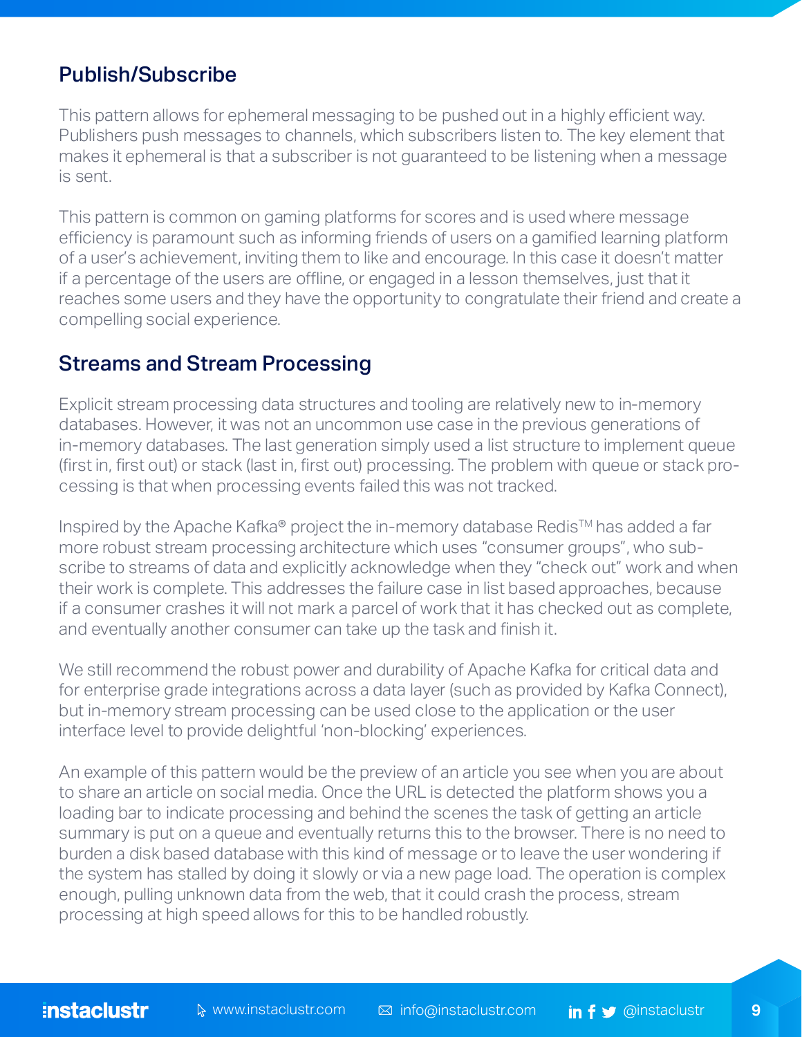## Publish/Subscribe

This pattern allows for ephemeral messaging to be pushed out in a highly efficient way. Publishers push messages to channels, which subscribers listen to. The key element that makes it ephemeral is that a subscriber is not guaranteed to be listening when a message is sent.

This pattern is common on gaming platforms for scores and is used where message efficiency is paramount such as informing friends of users on a gamified learning platform of a user's achievement, inviting them to like and encourage. In this case it doesn't matter if a percentage of the users are offline, or engaged in a lesson themselves, just that it reaches some users and they have the opportunity to congratulate their friend and create a compelling social experience.

## Streams and Stream Processing

Explicit stream processing data structures and tooling are relatively new to in-memory databases. However, it was not an uncommon use case in the previous generations of in-memory databases. The last generation simply used a list structure to implement queue (first in, first out) or stack (last in, first out) processing. The problem with queue or stack processing is that when processing events failed this was not tracked.

Inspired by the Apache Kafka® project the in-memory database Redis™ has added a far more robust stream processing architecture which uses "consumer groups", who subscribe to streams of data and explicitly acknowledge when they "check out" work and when their work is complete. This addresses the failure case in list based approaches, because if a consumer crashes it will not mark a parcel of work that it has checked out as complete, and eventually another consumer can take up the task and finish it.

We still recommend the robust power and durability of Apache Kafka for critical data and for enterprise grade integrations across a data layer (such as provided by Kafka Connect), but in-memory stream processing can be used close to the application or the user interface level to provide delightful 'non-blocking' experiences.

An example of this pattern would be the preview of an article you see when you are about to share an article on social media. Once the URL is detected the platform shows you a loading bar to indicate processing and behind the scenes the task of getting an article summary is put on a queue and eventually returns this to the browser. There is no need to burden a disk based database with this kind of message or to leave the user wondering if the system has stalled by doing it slowly or via a new page load. The operation is complex enough, pulling unknown data from the web, that it could crash the process, stream processing at high speed allows for this to be handled robustly.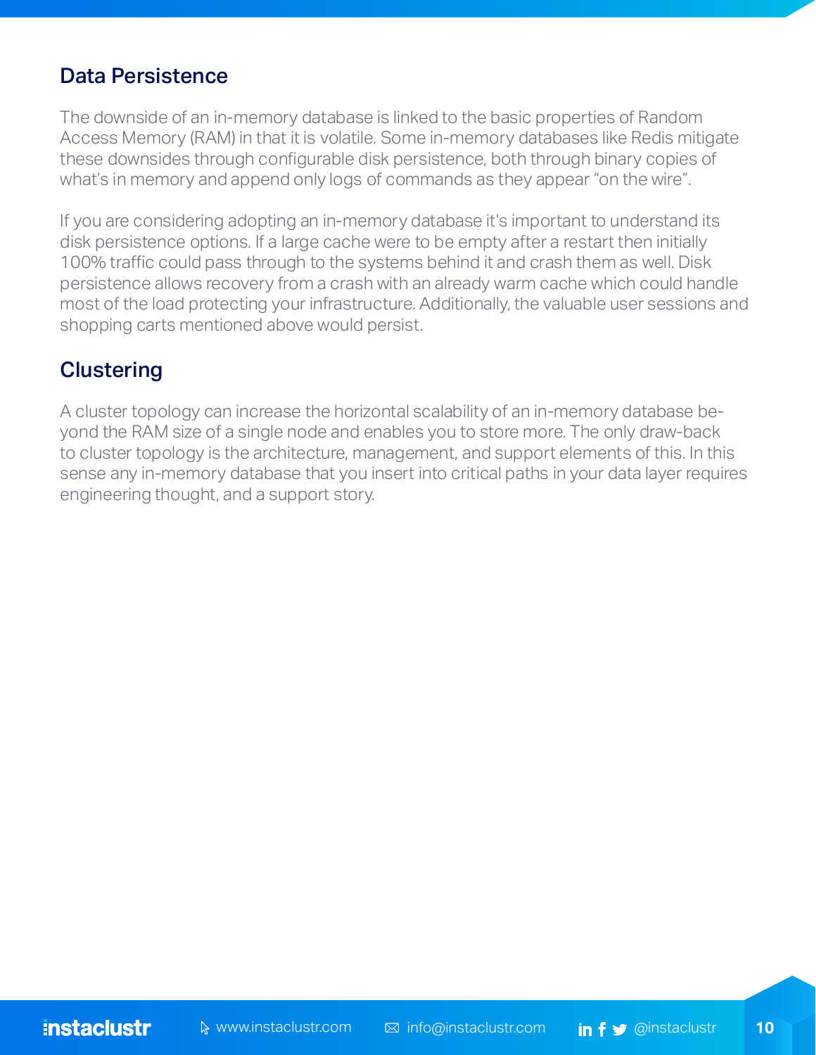## Data Persistence

The downside of an in-memory database is linked to the basic properties of Random Access Memory (RAM) in that it is volatile. Some in-memory databases like Redis mitigate these downsides through configurable disk persistence, both through binary copies of what's in memory and append only logs of commands as they appear "on the wire".

If you are considering adopting an in-memory database it's important to understand its disk persistence options. If a large cache were to be empty after a restart then initially 100% traffic could pass through to the systems behind it and crash them as well. Disk persistence allows recovery from a crash with an already warm cache which could handle most of the load protecting your infrastructure. Additionally, the valuable user sessions and shopping carts mentioned above would persist.

## Clustering

A cluster topology can increase the horizontal scalability of an in-memory database beyond the RAM size of a single node and enables you to store more. The only draw-back to cluster topology is the architecture, management, and support elements of this. In this sense any in-memory database that you insert into critical paths in your data layer requires engineering thought, and a support story.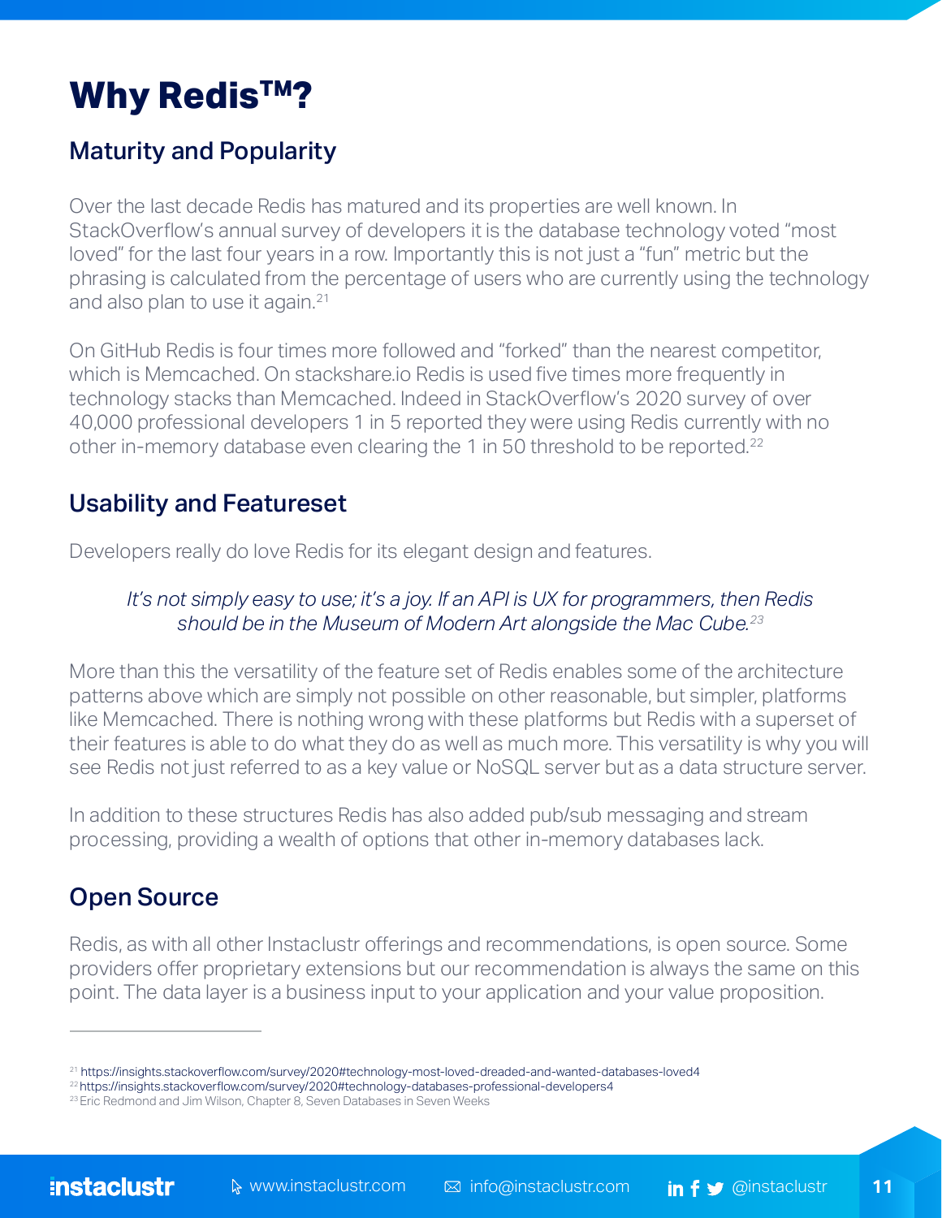# Why Redis™?

## Maturity and Popularity

Over the last decade Redis has matured and its properties are well known. In StackOverflow's annual survey of developers it is the database technology voted "most loved" for the last four years in a row. Importantly this is not just a "fun" metric but the phrasing is calculated from the percentage of users who are currently using the technology and also plan to use it again.[21]

On GitHub Redis is four times more followed and "forked" than the nearest competitor, which is Memcached. On stackshare.io Redis is used five times more frequently in technology stacks than Memcached. Indeed in StackOverflow's 2020 survey of over 40,000 professional developers 1 in 5 reported they were using Redis currently with no other in-memory database even clearing the 1 in 50 threshold to be reported.[22]

## Usability and Featureset

Developers really do love Redis for its elegant design and features.

> *It's not simply easy to use; it's a joy. If an API is UX for programmers, then Redis should be in the Museum of Modern Art alongside the Mac Cube.*[23]

More than this the versatility of the feature set of Redis enables some of the architecture patterns above which are simply not possible on other reasonable, but simpler, platforms like Memcached. There is nothing wrong with these platforms but Redis with a superset of their features is able to do what they do as well as much more. This versatility is why you will see Redis not just referred to as a key value or NoSQL server but as a data structure server.

In addition to these structures Redis has also added pub/sub messaging and stream processing, providing a wealth of options that other in-memory databases lack.

## Open Source

Redis, as with all other Instaclustr offerings and recommendations, is open source. Some providers offer proprietary extensions but our recommendation is always the same on this point. The data layer is a business input to your application and your value proposition.

---

[21] https://insights.stackoverflow.com/survey/2020#technology-most-loved-dreaded-and-wanted-databases-loved4
[22] https://insights.stackoverflow.com/survey/2020#technology-databases-professional-developers4
[23] Eric Redmond and Jim Wilson, Chapter 8, Seven Databases in Seven Weeks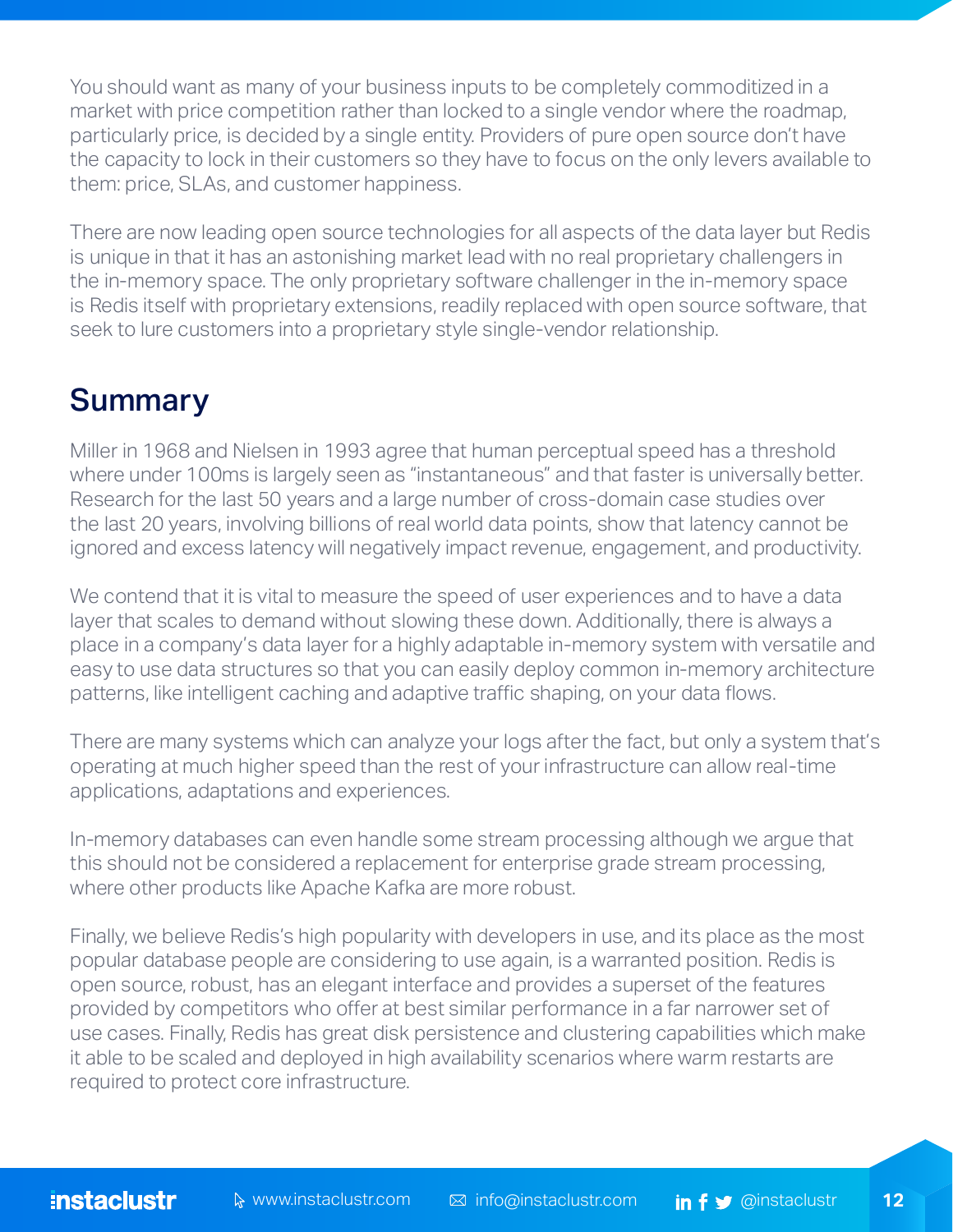You should want as many of your business inputs to be completely commoditized in a market with price competition rather than locked to a single vendor where the roadmap, particularly price, is decided by a single entity. Providers of pure open source don't have the capacity to lock in their customers so they have to focus on the only levers available to them: price, SLAs, and customer happiness.

There are now leading open source technologies for all aspects of the data layer but Redis is unique in that it has an astonishing market lead with no real proprietary challengers in the in-memory space. The only proprietary software challenger in the in-memory space is Redis itself with proprietary extensions, readily replaced with open source software, that seek to lure customers into a proprietary style single-vendor relationship.

## Summary

Miller in 1968 and Nielsen in 1993 agree that human perceptual speed has a threshold where under 100ms is largely seen as "instantaneous" and that faster is universally better. Research for the last 50 years and a large number of cross-domain case studies over the last 20 years, involving billions of real world data points, show that latency cannot be ignored and excess latency will negatively impact revenue, engagement, and productivity.

We contend that it is vital to measure the speed of user experiences and to have a data layer that scales to demand without slowing these down. Additionally, there is always a place in a company's data layer for a highly adaptable in-memory system with versatile and easy to use data structures so that you can easily deploy common in-memory architecture patterns, like intelligent caching and adaptive traffic shaping, on your data flows.

There are many systems which can analyze your logs after the fact, but only a system that's operating at much higher speed than the rest of your infrastructure can allow real-time applications, adaptations and experiences.

In-memory databases can even handle some stream processing although we argue that this should not be considered a replacement for enterprise grade stream processing, where other products like Apache Kafka are more robust.

Finally, we believe Redis's high popularity with developers in use, and its place as the most popular database people are considering to use again, is a warranted position. Redis is open source, robust, has an elegant interface and provides a superset of the features provided by competitors who offer at best similar performance in a far narrower set of use cases. Finally, Redis has great disk persistence and clustering capabilities which make it able to be scaled and deployed in high availability scenarios where warm restarts are required to protect core infrastructure.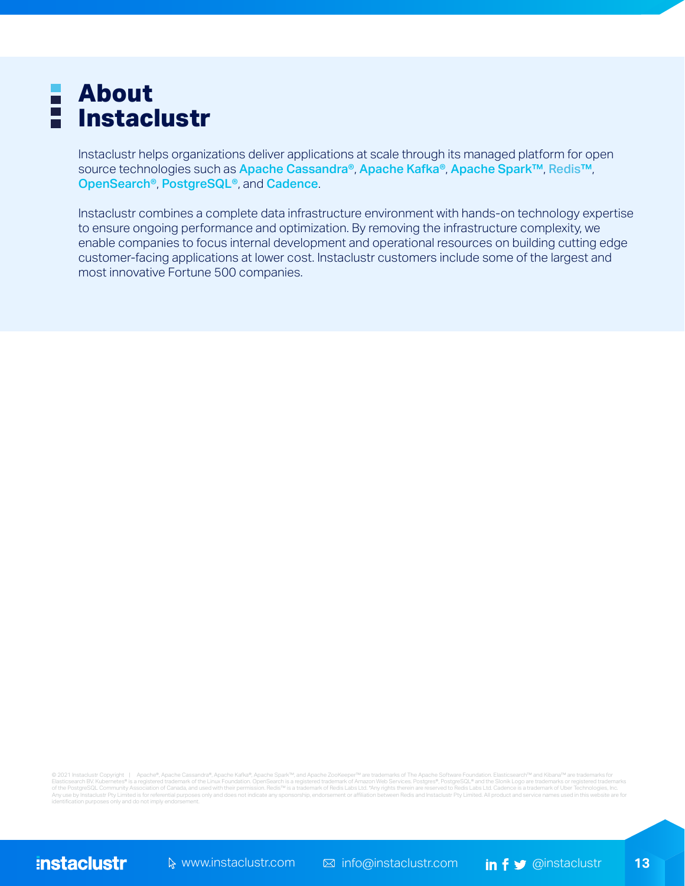# About Instaclustr

Instaclustr helps organizations deliver applications at scale through its managed platform for open source technologies such as Apache Cassandra®, Apache Kafka®, Apache Spark™, Redis™, OpenSearch®, PostgreSQL®, and Cadence.

Instaclustr combines a complete data infrastructure environment with hands-on technology expertise to ensure ongoing performance and optimization. By removing the infrastructure complexity, we enable companies to focus internal development and operational resources on building cutting edge customer-facing applications at lower cost. Instaclustr customers include some of the largest and most innovative Fortune 500 companies.

© 2021 Instaclustr Copyright | Apache®, Apache Cassandra®, Apache Kafka®, Apache Spark™, and Apache ZooKeeper™ are trademarks of The Apache Software Foundation. Elasticsearch™ and Kibana™ are trademarks for Elasticsearch BV. Kubernetes® is a registered trademark of the Linux Foundation. OpenSearch is a registered trademark of Amazon Web Services. Postgres®, PostgreSQL® and the Slonik Logo are trademarks or registered trademarks of the PostgreSQL Community Association of Canada, and used with their permission. Redis™ is a trademark of Redis Labs Ltd. *Any rights therein are reserved to Redis Labs Ltd. Cadence is a trademark of Uber Technologies, Inc. Any use by Instaclustr Pty Limited is for referential purposes only and does not indicate any sponsorship, endorsement or affiliation between Redis and Instaclustr Pty Limited. All product and service names used in this website are for identification purposes only and do not imply endorsement.

instaclustr www.instaclustr.com info@instaclustr.com @instaclustr